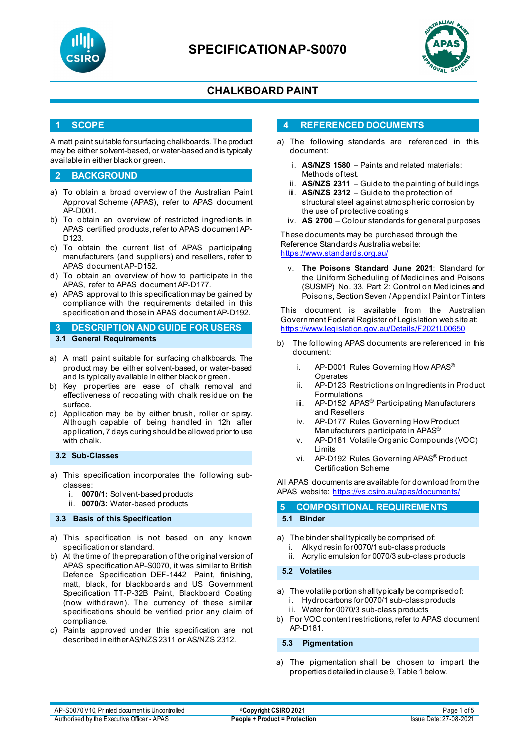# SPECIFICATION AP-S0070

## CHALKBOARD PAINT

## 1 SCOPE

A matt paint suitable for surfacing chalkboards. The product may be either solvent-based, or water-based and is typically available in either black or green.

## 2 BACKGROUND

a) To obtain a broad overview of the Australian Paint Approval Scheme (APAS), refer to APAS document AP-D001.
b) To obtain an overview of restricted ingredients in APAS certified products, refer to APAS document AP-D123.
c) To obtain the current list of APAS participating manufacturers (and suppliers) and resellers, refer to APAS document AP-D152.
d) To obtain an overview of how to participate in the APAS, refer to APAS document AP-D177.
e) APAS approval to this specification may be gained by compliance with the requirements detailed in this specification and those in APAS document AP-D192.

## 3 DESCRIPTION AND GUIDE FOR USERS

### 3.1 General Requirements

a) A matt paint suitable for surfacing chalkboards. The product may be either solvent-based, or water-based and is typically available in either black or green.
b) Key properties are ease of chalk removal and effectiveness of recoating with chalk residue on the surface.
c) Application may be by either brush, roller or spray. Although capable of being handled in 12h after application, 7 days curing should be allowed prior to use with chalk.

### 3.2 Sub-Classes

a) This specification incorporates the following sub-classes:
   i. **0070/1:** Solvent-based products
   ii. **0070/3:** Water-based products

### 3.3 Basis of this Specification

a) This specification is not based on any known specification or standard.
b) At the time of the preparation of the original version of APAS specification AP-S0070, it was similar to British Defence Specification DEF-1442 Paint, finishing, matt, black, for blackboards and US Government Specification TT-P-32B Paint, Blackboard Coating (now withdrawn). The currency of these similar specifications should be verified prior any claim of compliance.
c) Paints approved under this specification are not described in either AS/NZS 2311 or AS/NZS 2312.

## 4 REFERENCED DOCUMENTS

a) The following standards are referenced in this document:
   i. **AS/NZS 1580** – Paints and related materials: Methods of test.
   ii. **AS/NZS 2311** – Guide to the painting of buildings
   iii. **AS/NZS 2312** – Guide to the protection of structural steel against atmospheric corrosion by the use of protective coatings
   iv. **AS 2700** – Colour standards for general purposes

These documents may be purchased through the Reference Standards Australia website: https://www.standards.org.au/

   v. **The Poisons Standard June 2021**: Standard for the Uniform Scheduling of Medicines and Poisons (SUSMP) No. 33, Part 2: Control on Medicines and Poisons, Section Seven / Appendix I Paint or Tinters

This document is available from the Australian Government Federal Register of Legislation web site at: https://www.legislation.gov.au/Details/F2021L00650

b) The following APAS documents are referenced in this document:
   i. AP-D001 Rules Governing How APAS® Operates
   ii. AP-D123 Restrictions on Ingredients in Product Formulations
   iii. AP-D152 APAS® Participating Manufacturers and Resellers
   iv. AP-D177 Rules Governing How Product Manufacturers participate in APAS®
   v. AP-D181 Volatile Organic Compounds (VOC) Limits
   vi. AP-D192 Rules Governing APAS® Product Certification Scheme

All APAS documents are available for download from the APAS website: https://vs.csiro.au/apas/documents/

## 5 COMPOSITIONAL REQUIREMENTS

### 5.1 Binder

a) The binder shall typically be comprised of:
   i. Alkyd resin for 0070/1 sub-class products
   ii. Acrylic emulsion for 0070/3 sub-class products

### 5.2 Volatiles

a) The volatile portion shall typically be comprised of:
   i. Hydrocarbons for 0070/1 sub-class products
   ii. Water for 0070/3 sub-class products
b) For VOC content restrictions, refer to APAS document AP-D181.

### 5.3 Pigmentation

a) The pigmentation shall be chosen to impart the properties detailed in clause 9, Table 1 below.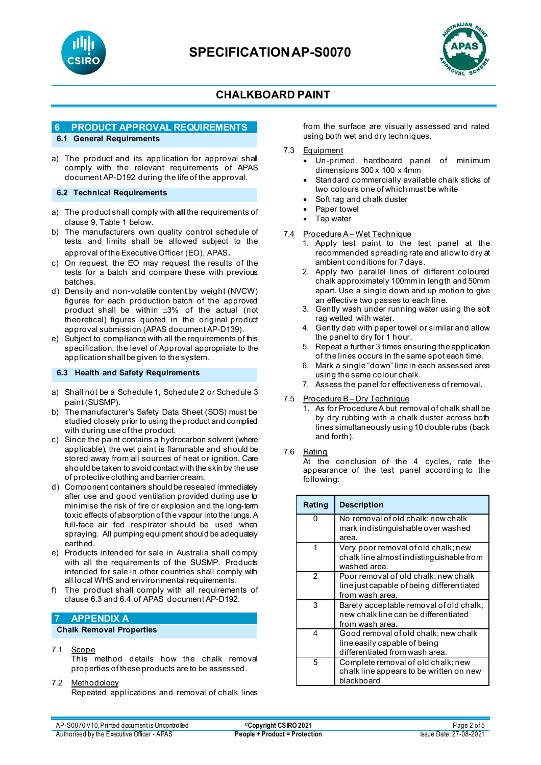## 6 PRODUCT APPROVAL REQUIREMENTS

### 6.1 General Requirements

a) The product and its application for approval shall comply with the relevant requirements of APAS document AP-D192 during the life of the approval.

### 6.2 Technical Requirements

a) The product shall comply with **all** the requirements of clause 9, Table 1 below.
b) The manufacturers own quality control schedule of tests and limits shall be allowed subject to the approval of the Executive Officer (EO), APAS**.**
c) On request, the EO may request the results of the tests for a batch and compare these with previous batches.
d) Density and non-volatile content by weight (NVCW) figures for each production batch of the approved product shall be within ±3% of the actual (not theoretical) figures quoted in the original product approval submission (APAS document AP-D139).
e) Subject to compliance with all the requirements of this specification, the level of Approval appropriate to the application shall be given to the system.

### 6.3 Health and Safety Requirements

a) Shall not be a Schedule 1, Schedule 2 or Schedule 3 paint (SUSMP).
b) The manufacturer's Safety Data Sheet (SDS) must be studied closely prior to using the product and complied with during use of the product.
c) Since the paint contains a hydrocarbon solvent (where applicable), the wet paint is flammable and should be stored away from all sources of heat or ignition. Care should be taken to avoid contact with the skin by the use of protective clothing and barrier cream.
d) Component containers should be resealed immediately after use and good ventilation provided during use to minimise the risk of fire or explosion and the long-term toxic effects of absorption of the vapour into the lungs. A full-face air fed respirator should be used when spraying. All pumping equipment should be adequately earthed.
e) Products intended for sale in Australia shall comply with all the requirements of the SUSMP. Products intended for sale in other countries shall comply with all local WHS and environmental requirements.
f) The product shall comply with all requirements of clause 6.3 and 6.4 of APAS document AP-D192.

## 7 APPENDIX A

### Chalk Removal Properties

7.1 Scope
This method details how the chalk removal properties of these products are to be assessed.

7.2 Methodology
Repeated applications and removal of chalk lines from the surface are visually assessed and rated using both wet and dry techniques.

7.3 Equipment

- Un-primed hardboard panel of minimum dimensions 300 x 100 x 4mm
- Standard commercially available chalk sticks of two colours one of which must be white
- Soft rag and chalk duster
- Paper towel
- Tap water

7.4 Procedure A – Wet Technique

1. Apply test paint to the test panel at the recommended spreading rate and allow to dry at ambient conditions for 7 days.
2. Apply two parallel lines of different coloured chalk approximately 100mm in length and 50mm apart. Use a single down and up motion to give an effective two passes to each line.
3. Gently wash under running water using the soft rag wetted with water.
4. Gently dab with paper towel or similar and allow the panel to dry for 1 hour.
5. Repeat a further 3 times ensuring the application of the lines occurs in the same spot each time.
6. Mark a single "down" line in each assessed area using the same colour chalk.
7. Assess the panel for effectiveness of removal.

7.5 Procedure B – Dry Technique

1. As for Procedure A but removal of chalk shall be by dry rubbing with a chalk duster across both lines simultaneously using 10 double rubs (back and forth).

7.6 Rating
At the conclusion of the 4 cycles, rate the appearance of the test panel according to the following:

| Rating | Description |
|---|---|
| 0 | No removal of old chalk; new chalk mark indistinguishable over washed area. |
| 1 | Very poor removal of old chalk; new chalk line almost indistinguishable from washed area. |
| 2 | Poor removal of old chalk; new chalk line just capable of being differentiated from wash area. |
| 3 | Barely acceptable removal of old chalk; new chalk line can be differentiated from wash area. |
| 4 | Good removal of old chalk; new chalk line easily capable of being differentiated from wash area. |
| 5 | Complete removal of old chalk; new chalk line appears to be written on new blackboard. |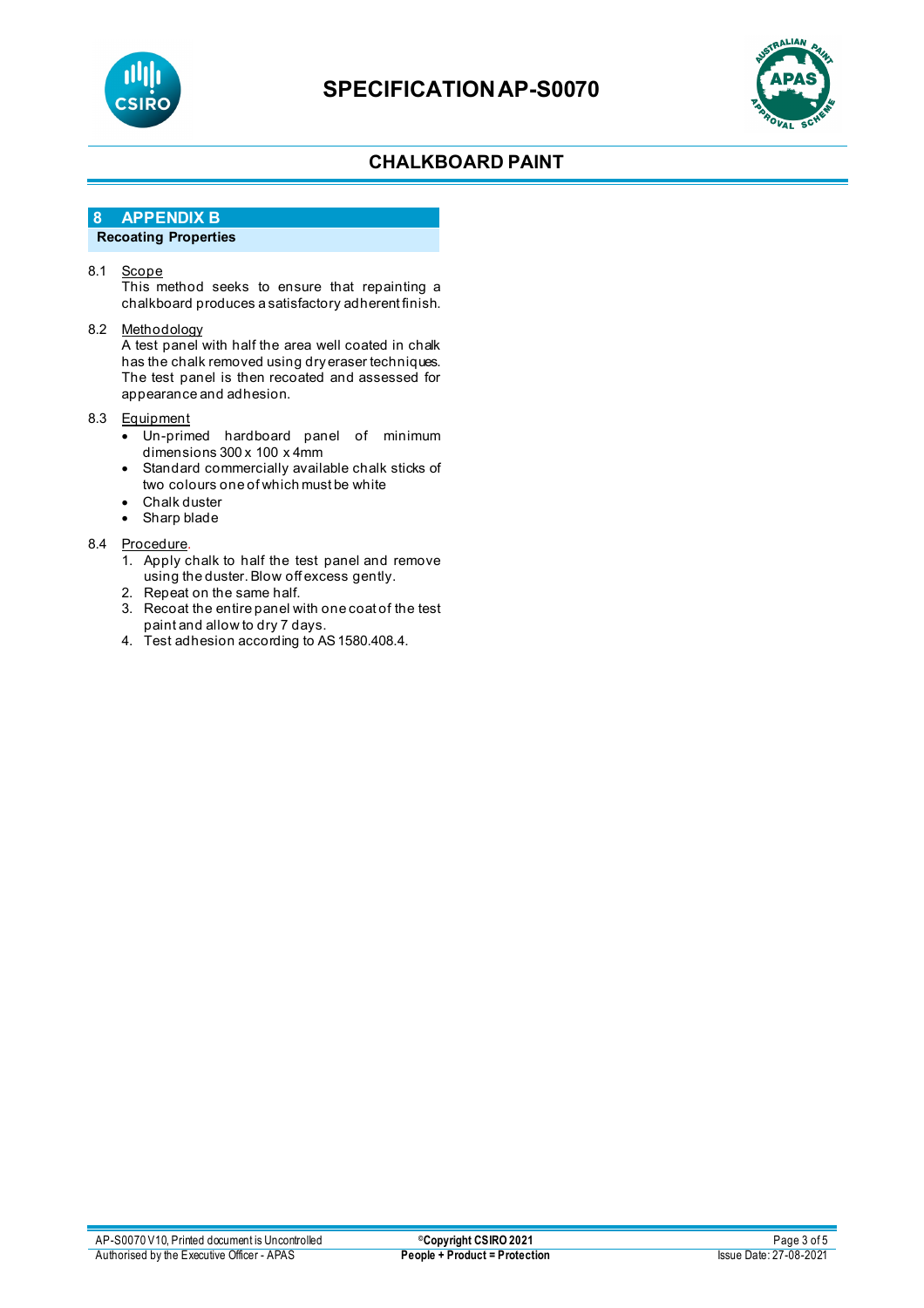## 8 APPENDIX B

**Recoating Properties**

8.1 Scope

This method seeks to ensure that repainting a chalkboard produces a satisfactory adherent finish.

8.2 Methodology

A test panel with half the area well coated in chalk has the chalk removed using dry eraser techniques. The test panel is then recoated and assessed for appearance and adhesion.

8.3 Equipment

- Un-primed hardboard panel of minimum dimensions 300 x 100 x 4mm
- Standard commercially available chalk sticks of two colours one of which must be white
- Chalk duster
- Sharp blade

8.4 Procedure.

1. Apply chalk to half the test panel and remove using the duster. Blow off excess gently.
2. Repeat on the same half.
3. Recoat the entire panel with one coat of the test paint and allow to dry 7 days.
4. Test adhesion according to AS 1580.408.4.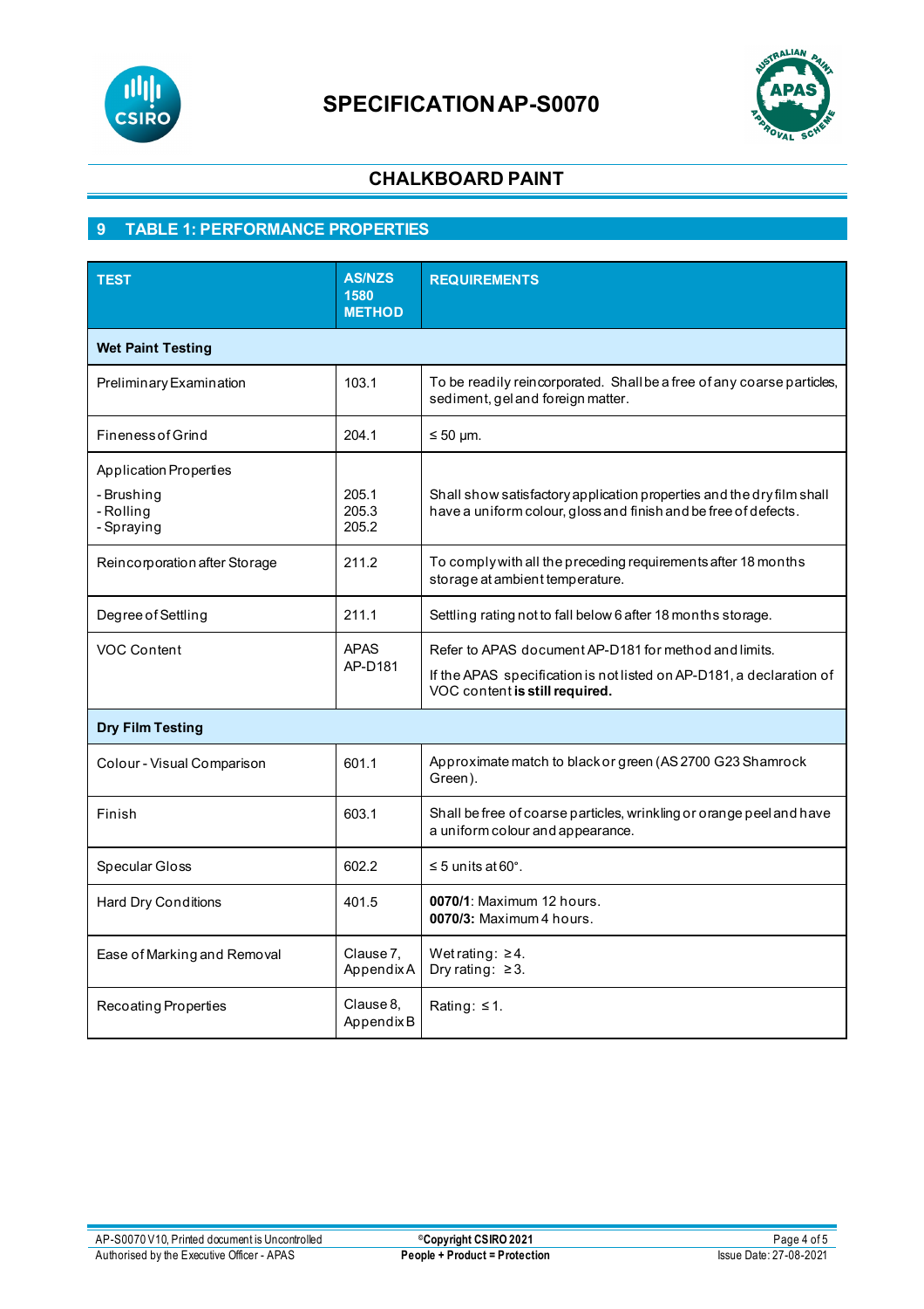# SPECIFICATION AP-S0070

## CHALKBOARD PAINT

## 9 TABLE 1: PERFORMANCE PROPERTIES

| TEST | AS/NZS 1580 METHOD | REQUIREMENTS |
|---|---|---|
| **Wet Paint Testing** | | |
| Preliminary Examination | 103.1 | To be readily reincorporated. Shall be a free of any coarse particles, sediment, gel and foreign matter. |
| Fineness of Grind | 204.1 | ≤ 50 µm. |
| Application Properties<br>- Brushing<br>- Rolling<br>- Spraying | <br>205.1<br>205.3<br>205.2 | Shall show satisfactory application properties and the dry film shall have a uniform colour, gloss and finish and be free of defects. |
| Reincorporation after Storage | 211.2 | To comply with all the preceding requirements after 18 months storage at ambient temperature. |
| Degree of Settling | 211.1 | Settling rating not to fall below 6 after 18 months storage. |
| VOC Content | APAS AP-D181 | Refer to APAS document AP-D181 for method and limits.<br>If the APAS specification is not listed on AP-D181, a declaration of VOC content **is still required.** |
| **Dry Film Testing** | | |
| Colour - Visual Comparison | 601.1 | Approximate match to black or green (AS 2700 G23 Shamrock Green). |
| Finish | 603.1 | Shall be free of coarse particles, wrinkling or orange peel and have a uniform colour and appearance. |
| Specular Gloss | 602.2 | ≤ 5 units at 60°. |
| Hard Dry Conditions | 401.5 | **0070/1**: Maximum 12 hours.<br>**0070/3:** Maximum 4 hours. |
| Ease of Marking and Removal | Clause 7, Appendix A | Wet rating: ≥ 4.<br>Dry rating: ≥ 3. |
| Recoating Properties | Clause 8, Appendix B | Rating: ≤ 1. |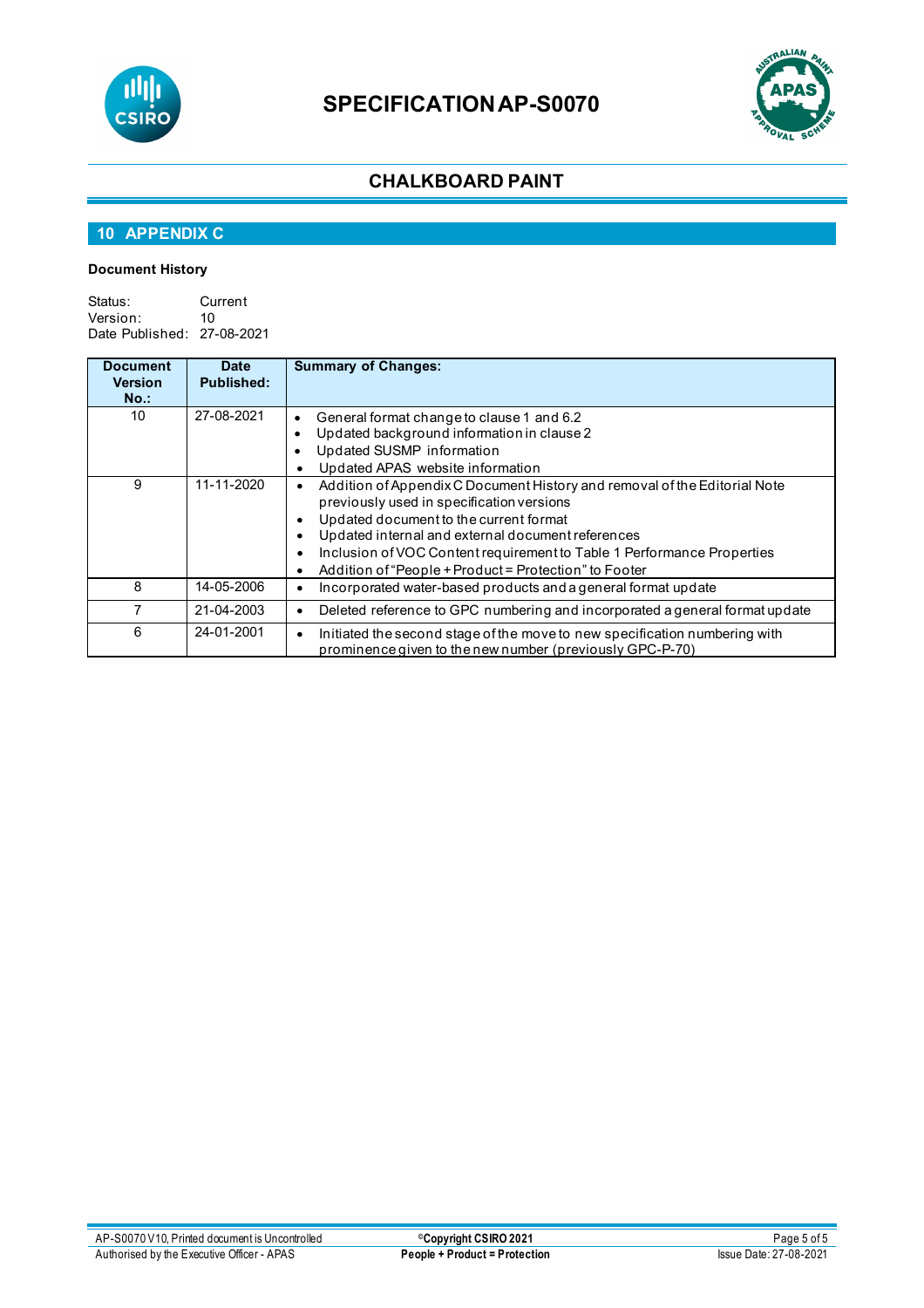## 10 APPENDIX C

**Document History**

Status: Current
Version: 10
Date Published: 27-08-2021

| Document Version No.: | Date Published: | Summary of Changes: |
|---|---|---|
| 10 | 27-08-2021 | • General format change to clause 1 and 6.2<br>• Updated background information in clause 2<br>• Updated SUSMP information<br>• Updated APAS website information |
| 9 | 11-11-2020 | • Addition of Appendix C Document History and removal of the Editorial Note previously used in specification versions<br>• Updated document to the current format<br>• Updated internal and external document references<br>• Inclusion of VOC Content requirement to Table 1 Performance Properties<br>• Addition of "People + Product = Protection" to Footer |
| 8 | 14-05-2006 | • Incorporated water-based products and a general format update |
| 7 | 21-04-2003 | • Deleted reference to GPC numbering and incorporated a general format update |
| 6 | 24-01-2001 | • Initiated the second stage of the move to new specification numbering with prominence given to the new number (previously GPC-P-70) |